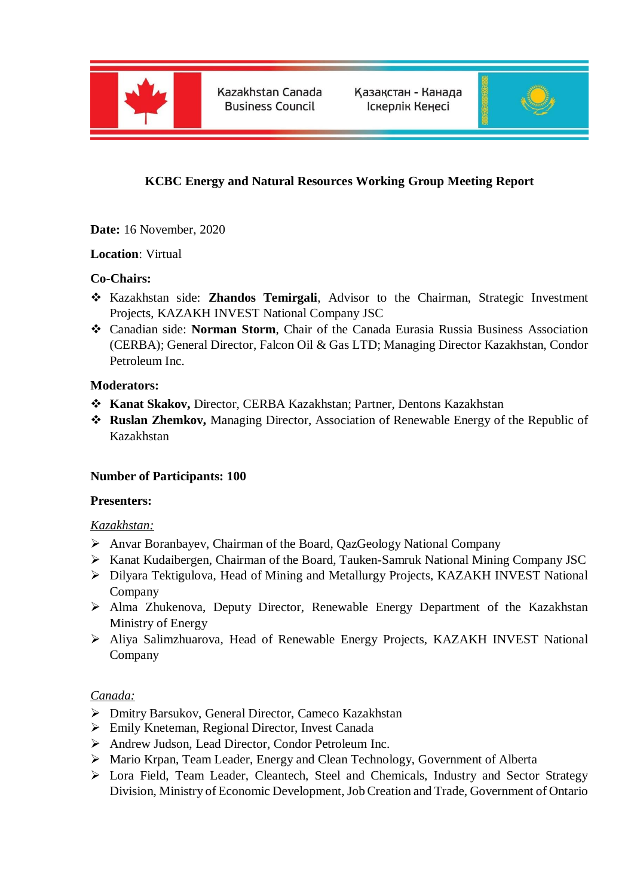Kazakhstan Canada Business Council

Қазақстан - Канада Іскерлік Кеңесі

## KCBC Energy and Natural Resources Working Group Meeting Report

**Date:** 16 November, 2020

**Location**: Virtual

**Co-Chairs:**

- Kazakhstan side: **Zhandos Temirgali**, Advisor to the Chairman, Strategic Investment Projects, KAZAKH INVEST National Company JSC
- Canadian side: **Norman Storm**, Chair of the Canada Eurasia Russia Business Association (CERBA); General Director, Falcon Oil & Gas LTD; Managing Director Kazakhstan, Condor Petroleum Inc.

**Moderators:**

- **Kanat Skakov,** Director, CERBA Kazakhstan; Partner, Dentons Kazakhstan
- **Ruslan Zhemkov,** Managing Director, Association of Renewable Energy of the Republic of Kazakhstan

**Number of Participants: 100**

**Presenters:**

*Kazakhstan:*

- Anvar Boranbayev, Chairman of the Board, QazGeology National Company
- Kanat Kudaibergen, Chairman of the Board, Tauken-Samruk National Mining Company JSC
- Dilyara Tektigulova, Head of Mining and Metallurgy Projects, KAZAKH INVEST National Company
- Alma Zhukenova, Deputy Director, Renewable Energy Department of the Kazakhstan Ministry of Energy
- Aliya Salimzhuarova, Head of Renewable Energy Projects, KAZAKH INVEST National Company

*Canada:*

- Dmitry Barsukov, General Director, Cameco Kazakhstan
- Emily Kneteman, Regional Director, Invest Canada
- Andrew Judson, Lead Director, Condor Petroleum Inc.
- Mario Krpan, Team Leader, Energy and Clean Technology, Government of Alberta
- Lora Field, Team Leader, Cleantech, Steel and Chemicals, Industry and Sector Strategy Division, Ministry of Economic Development, Job Creation and Trade, Government of Ontario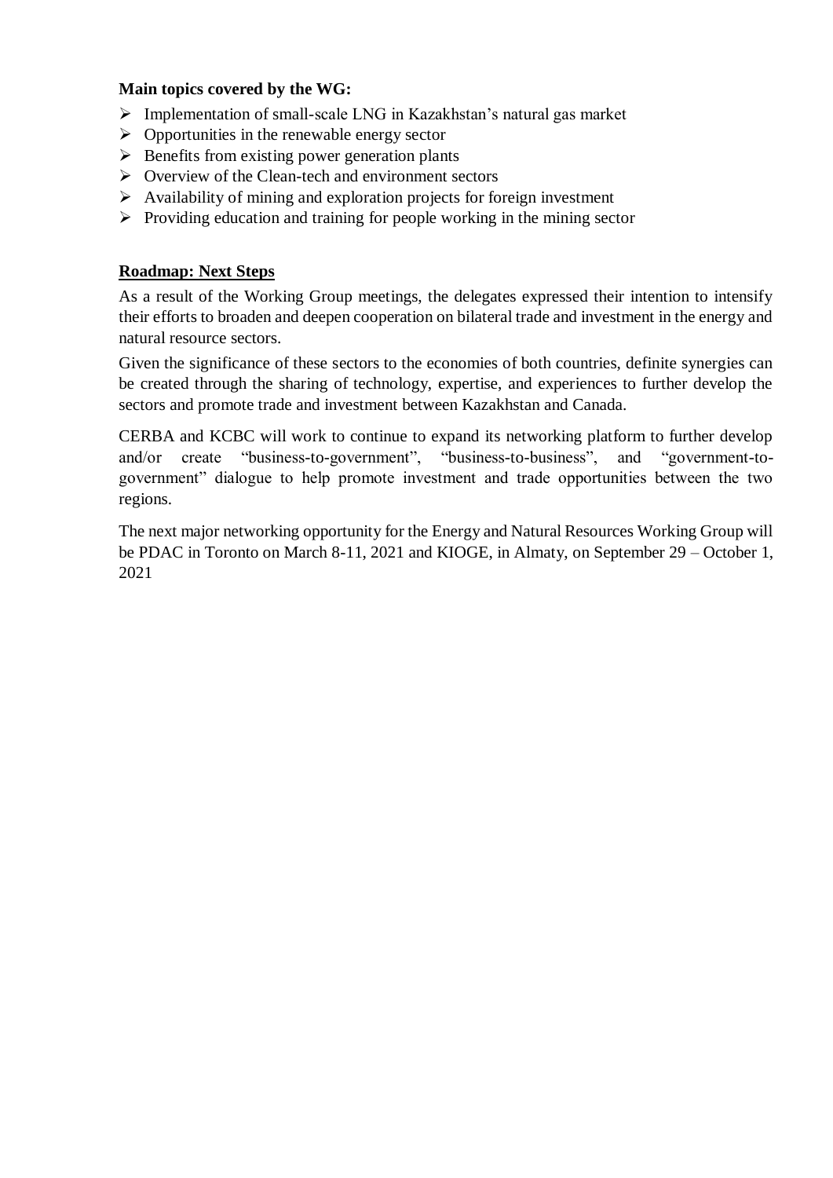**Main topics covered by the WG:**

- Implementation of small-scale LNG in Kazakhstan's natural gas market
- Opportunities in the renewable energy sector
- Benefits from existing power generation plants
- Overview of the Clean-tech and environment sectors
- Availability of mining and exploration projects for foreign investment
- Providing education and training for people working in the mining sector

## Roadmap: Next Steps

As a result of the Working Group meetings, the delegates expressed their intention to intensify their efforts to broaden and deepen cooperation on bilateral trade and investment in the energy and natural resource sectors.

Given the significance of these sectors to the economies of both countries, definite synergies can be created through the sharing of technology, expertise, and experiences to further develop the sectors and promote trade and investment between Kazakhstan and Canada.

CERBA and KCBC will work to continue to expand its networking platform to further develop and/or create "business-to-government", "business-to-business", and "government-to-government" dialogue to help promote investment and trade opportunities between the two regions.

The next major networking opportunity for the Energy and Natural Resources Working Group will be PDAC in Toronto on March 8-11, 2021 and KIOGE, in Almaty, on September 29 – October 1, 2021